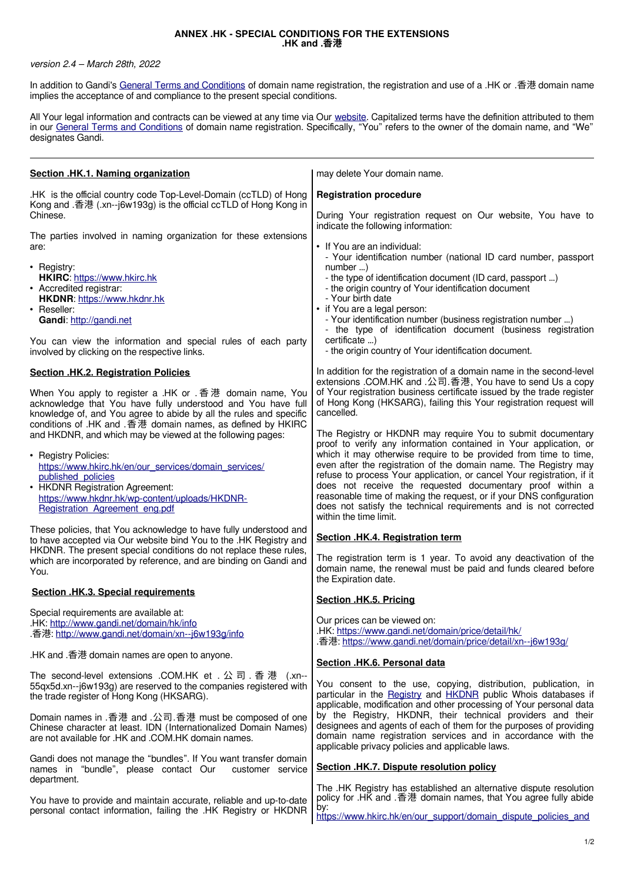# ANNEX .HK - SPECIAL CONDITIONS FOR THE EXTENSIONS .HK and .香港

*version 2.4 – March 28th, 2022*

In addition to Gandi's General Terms and Conditions of domain name registration, the registration and use of a .HK or .香港 domain name implies the acceptance of and compliance to the present special conditions.

All Your legal information and contracts can be viewed at any time via Our website. Capitalized terms have the definition attributed to them in our General Terms and Conditions of domain name registration. Specifically, "You" refers to the owner of the domain name, and "We" designates Gandi.

---

## Section .HK.1. Naming organization

.HK is the official country code Top-Level-Domain (ccTLD) of Hong Kong and .香港 (.xn--j6w193g) is the official ccTLD of Hong Kong in Chinese.

The parties involved in naming organization for these extensions are:

- Registry:
  **HKIRC**: https://www.hkirc.hk
- Accredited registrar:
  **HKDNR**: https://www.hkdnr.hk
- Reseller:
  **Gandi**: http://gandi.net

You can view the information and special rules of each party involved by clicking on the respective links.

## Section .HK.2. Registration Policies

When You apply to register a .HK or .香港 domain name, You acknowledge that You have fully understood and You have full knowledge of, and You agree to abide by all the rules and specific conditions of .HK and .香港 domain names, as defined by HKIRC and HKDNR, and which may be viewed at the following pages:

- Registry Policies:
  https://www.hkirc.hk/en/our_services/domain_services/published_policies
- HKDNR Registration Agreement:
  https://www.hkdnr.hk/wp-content/uploads/HKDNR-Registration_Agreement_eng.pdf

These policies, that You acknowledge to have fully understood and to have accepted via Our website bind You to the .HK Registry and HKDNR. The present special conditions do not replace these rules, which are incorporated by reference, and are binding on Gandi and You.

## Section .HK.3. Special requirements

Special requirements are available at:
.HK: http://www.gandi.net/domain/hk/info
.香港: http://www.gandi.net/domain/xn--j6w193g/info

.HK and .香港 domain names are open to anyone.

The second-level extensions .COM.HK et .公司.香港 (.xn--55qx5d.xn--j6w193g) are reserved to the companies registered with the trade register of Hong Kong (HKSARG).

Domain names in .香港 and .公司.香港 must be composed of one Chinese character at least. IDN (Internationalized Domain Names) are not available for .HK and .COM.HK domain names.

Gandi does not manage the "bundles". If You want transfer domain names in "bundle", please contact Our customer service department.

You have to provide and maintain accurate, reliable and up-to-date personal contact information, failing the .HK Registry or HKDNR may delete Your domain name.

### Registration procedure

During Your registration request on Our website, You have to indicate the following information:

- If You are an individual:
  - Your identification number (national ID card number, passport number ...)
  - the type of identification document (ID card, passport ...)
  - the origin country of Your identification document
  - Your birth date
- if You are a legal person:
  - Your identification number (business registration number ...)
  - the type of identification document (business registration certificate ...)
  - the origin country of Your identification document.

In addition for the registration of a domain name in the second-level extensions .COM.HK and .公司.香港, You have to send Us a copy of Your registration business certificate issued by the trade register of Hong Kong (HKSARG), failing this Your registration request will cancelled.

The Registry or HKDNR may require You to submit documentary proof to verify any information contained in Your application, or which it may otherwise require to be provided from time to time, even after the registration of the domain name. The Registry may refuse to process Your application, or cancel Your registration, if it does not receive the requested documentary proof within a reasonable time of making the request, or if your DNS configuration does not satisfy the technical requirements and is not corrected within the time limit.

## Section .HK.4. Registration term

The registration term is 1 year. To avoid any deactivation of the domain name, the renewal must be paid and funds cleared before the Expiration date.

## Section .HK.5. Pricing

Our prices can be viewed on:
.HK: https://www.gandi.net/domain/price/detail/hk/
.香港: https://www.gandi.net/domain/price/detail/xn--j6w193g/

## Section .HK.6. Personal data

You consent to the use, copying, distribution, publication, in particular in the Registry and HKDNR public Whois databases if applicable, modification and other processing of Your personal data by the Registry, HKDNR, their technical providers and their designees and agents of each of them for the purposes of providing domain name registration services and in accordance with the applicable privacy policies and applicable laws.

## Section .HK.7. Dispute resolution policy

The .HK Registry has established an alternative dispute resolution policy for .HK and .香港 domain names, that You agree fully abide by:
https://www.hkirc.hk/en/our_support/domain_dispute_policies_and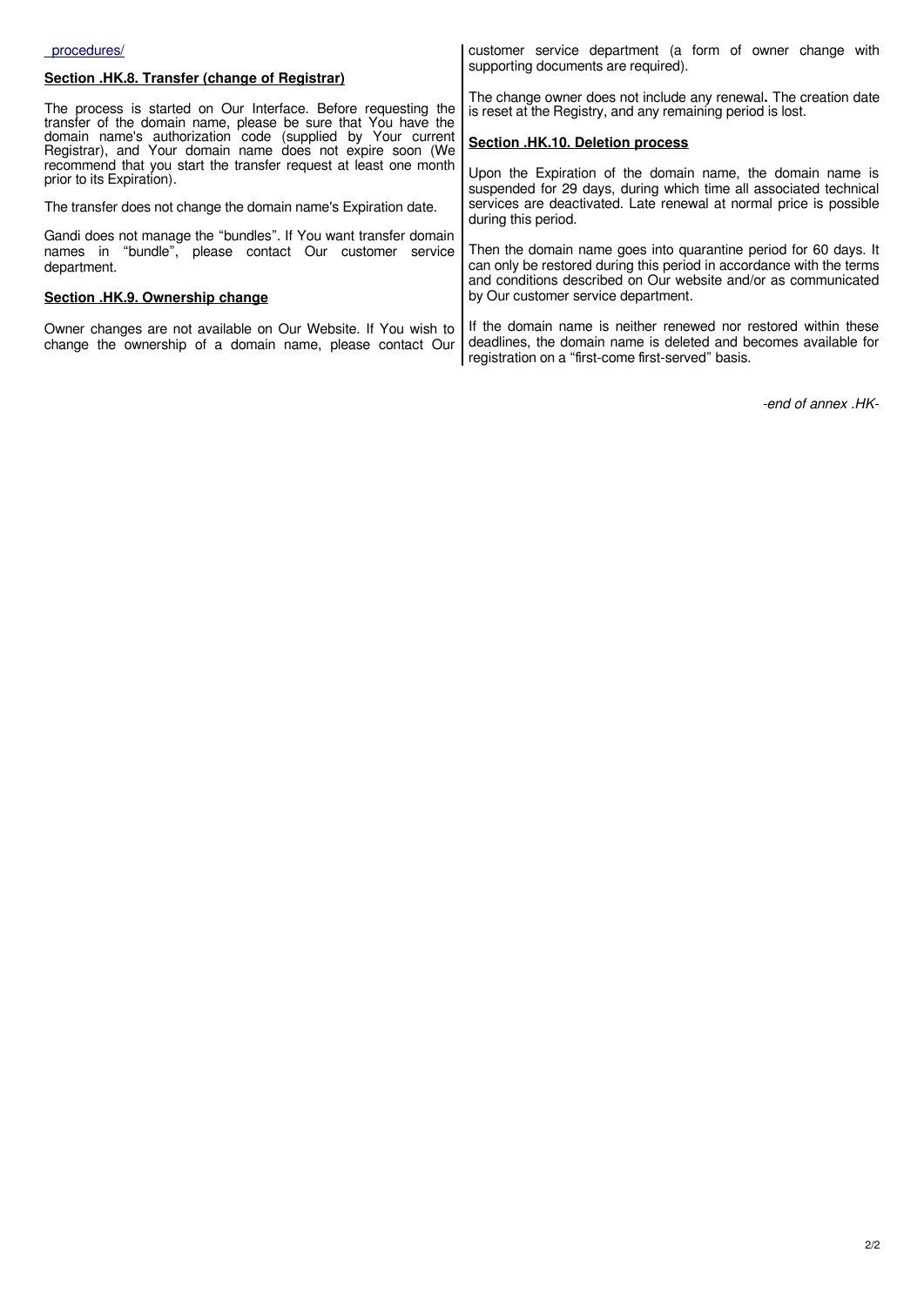_procedures/

**Section .HK.8. Transfer (change of Registrar)**

The process is started on Our Interface. Before requesting the transfer of the domain name, please be sure that You have the domain name's authorization code (supplied by Your current Registrar), and Your domain name does not expire soon (We recommend that you start the transfer request at least one month prior to its Expiration).

The transfer does not change the domain name's Expiration date.

Gandi does not manage the “bundles”. If You want transfer domain names in “bundle”, please contact Our customer service department.

**Section .HK.9. Ownership change**

Owner changes are not available on Our Website. If You wish to change the ownership of a domain name, please contact Our customer service department (a form of owner change with supporting documents are required).

The change owner does not include any renewal**.** The creation date is reset at the Registry, and any remaining period is lost.

**Section .HK.10. Deletion process**

Upon the Expiration of the domain name, the domain name is suspended for 29 days, during which time all associated technical services are deactivated. Late renewal at normal price is possible during this period.

Then the domain name goes into quarantine period for 60 days. It can only be restored during this period in accordance with the terms and conditions described on Our website and/or as communicated by Our customer service department.

If the domain name is neither renewed nor restored within these deadlines, the domain name is deleted and becomes available for registration on a “first-come first-served” basis.

*-end of annex .HK-*